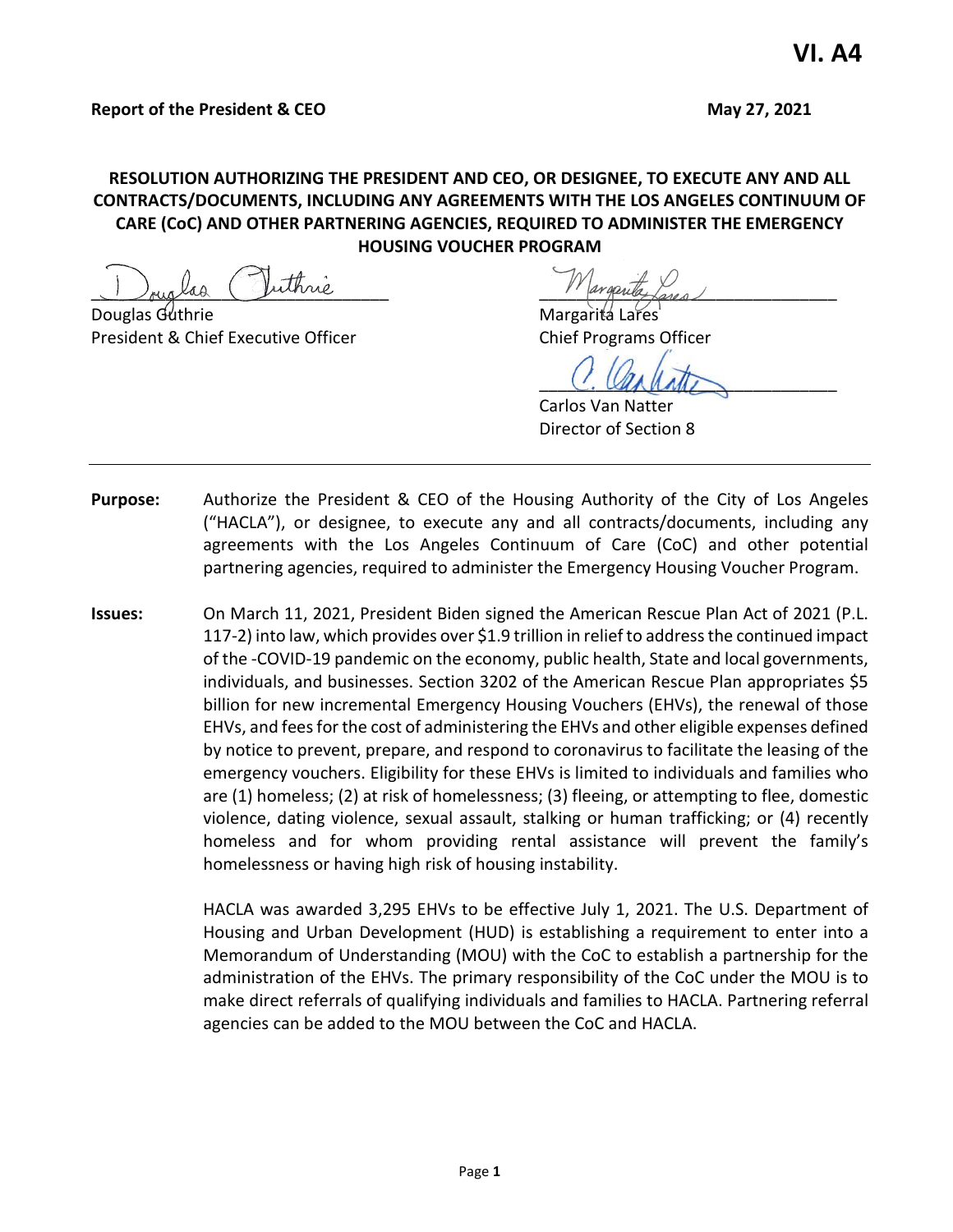**VI. A4**

**Report of the President & CEO** **May 27, 2021**

**RESOLUTION AUTHORIZING THE PRESIDENT AND CEO, OR DESIGNEE, TO EXECUTE ANY AND ALL CONTRACTS/DOCUMENTS, INCLUDING ANY AGREEMENTS WITH THE LOS ANGELES CONTINUUM OF CARE (CoC) AND OTHER PARTNERING AGENCIES, REQUIRED TO ADMINISTER THE EMERGENCY HOUSING VOUCHER PROGRAM**

Douglas Guthrie
President & Chief Executive Officer

Margarita Lares
Chief Programs Officer

Carlos Van Natter
Director of Section 8

---

**Purpose:** Authorize the President & CEO of the Housing Authority of the City of Los Angeles ("HACLA"), or designee, to execute any and all contracts/documents, including any agreements with the Los Angeles Continuum of Care (CoC) and other potential partnering agencies, required to administer the Emergency Housing Voucher Program.

**Issues:** On March 11, 2021, President Biden signed the American Rescue Plan Act of 2021 (P.L. 117-2) into law, which provides over $1.9 trillion in relief to address the continued impact of the -COVID-19 pandemic on the economy, public health, State and local governments, individuals, and businesses. Section 3202 of the American Rescue Plan appropriates $5 billion for new incremental Emergency Housing Vouchers (EHVs), the renewal of those EHVs, and fees for the cost of administering the EHVs and other eligible expenses defined by notice to prevent, prepare, and respond to coronavirus to facilitate the leasing of the emergency vouchers. Eligibility for these EHVs is limited to individuals and families who are (1) homeless; (2) at risk of homelessness; (3) fleeing, or attempting to flee, domestic violence, dating violence, sexual assault, stalking or human trafficking; or (4) recently homeless and for whom providing rental assistance will prevent the family's homelessness or having high risk of housing instability.

HACLA was awarded 3,295 EHVs to be effective July 1, 2021. The U.S. Department of Housing and Urban Development (HUD) is establishing a requirement to enter into a Memorandum of Understanding (MOU) with the CoC to establish a partnership for the administration of the EHVs. The primary responsibility of the CoC under the MOU is to make direct referrals of qualifying individuals and families to HACLA. Partnering referral agencies can be added to the MOU between the CoC and HACLA.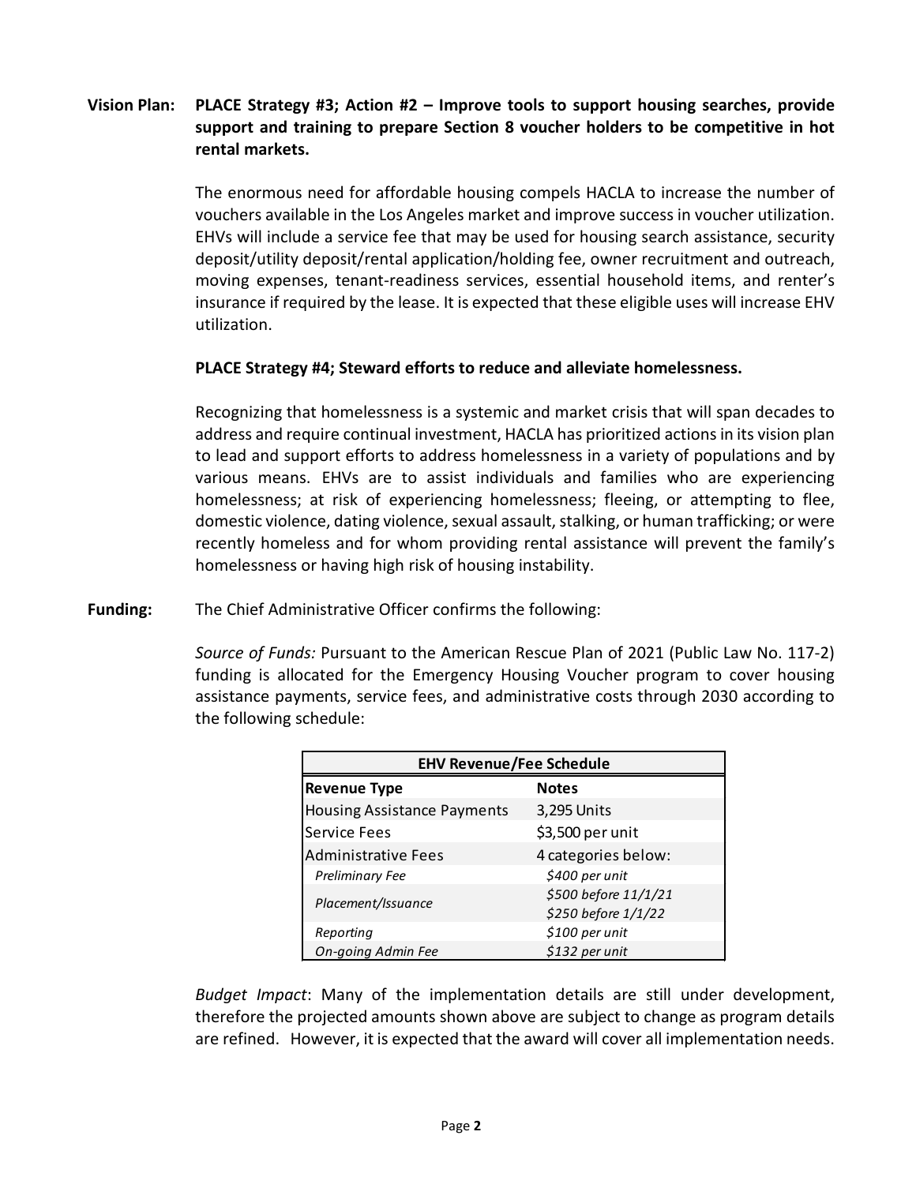**Vision Plan:** **PLACE Strategy #3; Action #2 – Improve tools to support housing searches, provide support and training to prepare Section 8 voucher holders to be competitive in hot rental markets.**

The enormous need for affordable housing compels HACLA to increase the number of vouchers available in the Los Angeles market and improve success in voucher utilization. EHVs will include a service fee that may be used for housing search assistance, security deposit/utility deposit/rental application/holding fee, owner recruitment and outreach, moving expenses, tenant-readiness services, essential household items, and renter's insurance if required by the lease. It is expected that these eligible uses will increase EHV utilization.

**PLACE Strategy #4; Steward efforts to reduce and alleviate homelessness.**

Recognizing that homelessness is a systemic and market crisis that will span decades to address and require continual investment, HACLA has prioritized actions in its vision plan to lead and support efforts to address homelessness in a variety of populations and by various means. EHVs are to assist individuals and families who are experiencing homelessness; at risk of experiencing homelessness; fleeing, or attempting to flee, domestic violence, dating violence, sexual assault, stalking, or human trafficking; or were recently homeless and for whom providing rental assistance will prevent the family's homelessness or having high risk of housing instability.

**Funding:** The Chief Administrative Officer confirms the following:

*Source of Funds:* Pursuant to the American Rescue Plan of 2021 (Public Law No. 117-2) funding is allocated for the Emergency Housing Voucher program to cover housing assistance payments, service fees, and administrative costs through 2030 according to the following schedule:

| EHV Revenue/Fee Schedule | |
|---|---|
| **Revenue Type** | **Notes** |
| Housing Assistance Payments | 3,295 Units |
| Service Fees | $3,500 per unit |
| Administrative Fees | 4 categories below: |
| *Preliminary Fee* | *$400 per unit* |
| *Placement/Issuance* | *$500 before 11/1/21*<br>*$250 before 1/1/22* |
| *Reporting* | *$100 per unit* |
| *On-going Admin Fee* | *$132 per unit* |

*Budget Impact*: Many of the implementation details are still under development, therefore the projected amounts shown above are subject to change as program details are refined. However, it is expected that the award will cover all implementation needs.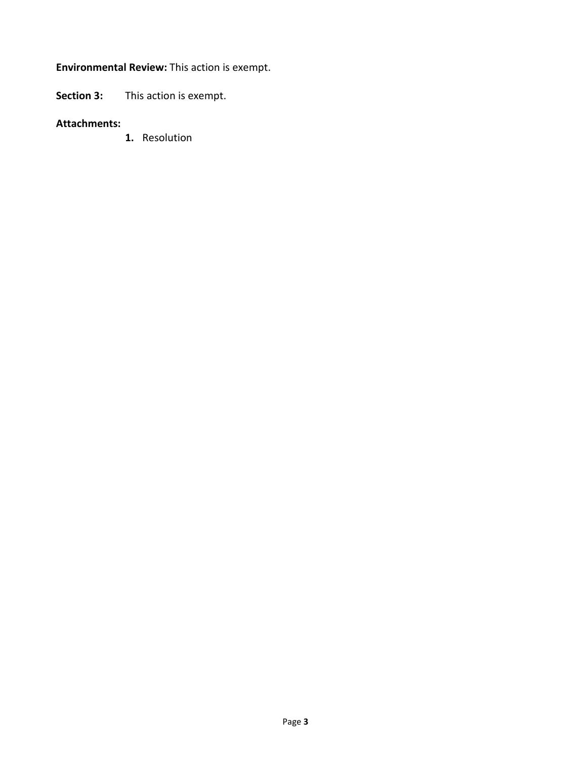**Environmental Review:** This action is exempt.

**Section 3:** This action is exempt.

**Attachments:**

1. Resolution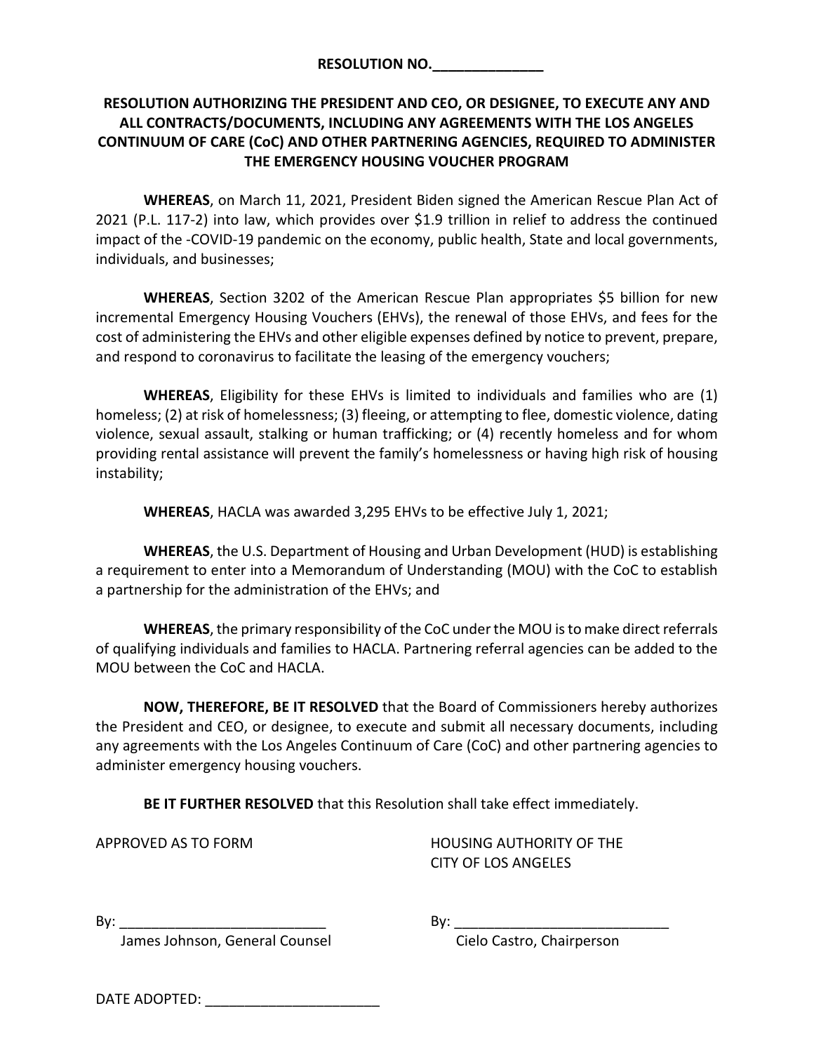**RESOLUTION NO.______________**

**RESOLUTION AUTHORIZING THE PRESIDENT AND CEO, OR DESIGNEE, TO EXECUTE ANY AND ALL CONTRACTS/DOCUMENTS, INCLUDING ANY AGREEMENTS WITH THE LOS ANGELES CONTINUUM OF CARE (CoC) AND OTHER PARTNERING AGENCIES, REQUIRED TO ADMINISTER THE EMERGENCY HOUSING VOUCHER PROGRAM**

**WHEREAS**, on March 11, 2021, President Biden signed the American Rescue Plan Act of 2021 (P.L. 117-2) into law, which provides over $1.9 trillion in relief to address the continued impact of the -COVID-19 pandemic on the economy, public health, State and local governments, individuals, and businesses;

**WHEREAS**, Section 3202 of the American Rescue Plan appropriates $5 billion for new incremental Emergency Housing Vouchers (EHVs), the renewal of those EHVs, and fees for the cost of administering the EHVs and other eligible expenses defined by notice to prevent, prepare, and respond to coronavirus to facilitate the leasing of the emergency vouchers;

**WHEREAS**, Eligibility for these EHVs is limited to individuals and families who are (1) homeless; (2) at risk of homelessness; (3) fleeing, or attempting to flee, domestic violence, dating violence, sexual assault, stalking or human trafficking; or (4) recently homeless and for whom providing rental assistance will prevent the family's homelessness or having high risk of housing instability;

**WHEREAS**, HACLA was awarded 3,295 EHVs to be effective July 1, 2021;

**WHEREAS**, the U.S. Department of Housing and Urban Development (HUD) is establishing a requirement to enter into a Memorandum of Understanding (MOU) with the CoC to establish a partnership for the administration of the EHVs; and

**WHEREAS**, the primary responsibility of the CoC under the MOU is to make direct referrals of qualifying individuals and families to HACLA. Partnering referral agencies can be added to the MOU between the CoC and HACLA.

**NOW, THEREFORE, BE IT RESOLVED** that the Board of Commissioners hereby authorizes the President and CEO, or designee, to execute and submit all necessary documents, including any agreements with the Los Angeles Continuum of Care (CoC) and other partnering agencies to administer emergency housing vouchers.

**BE IT FURTHER RESOLVED** that this Resolution shall take effect immediately.

APPROVED AS TO FORM

By: __________________________
James Johnson, General Counsel

HOUSING AUTHORITY OF THE CITY OF LOS ANGELES

By: ___________________________
Cielo Castro, Chairperson

DATE ADOPTED: ______________________